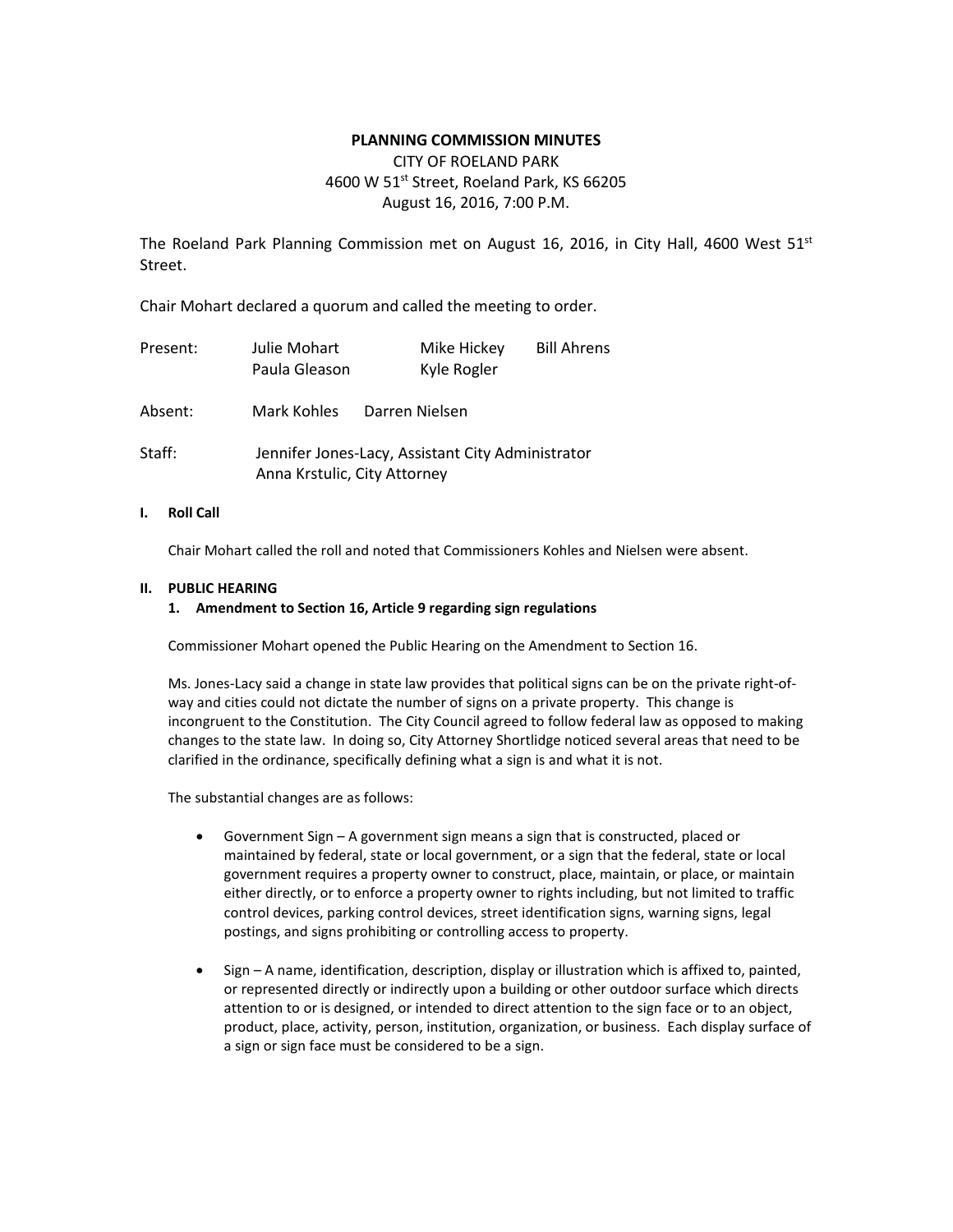**PLANNING COMMISSION MINUTES**

CITY OF ROELAND PARK
4600 W 51st Street, Roeland Park, KS 66205
August 16, 2016, 7:00 P.M.

The Roeland Park Planning Commission met on August 16, 2016, in City Hall, 4600 West 51st Street.

Chair Mohart declared a quorum and called the meeting to order.

Present: Julie Mohart, Mike Hickey, Bill Ahrens, Paula Gleason, Kyle Rogler

Absent: Mark Kohles, Darren Nielsen

Staff: Jennifer Jones-Lacy, Assistant City Administrator
Anna Krstulic, City Attorney

**I. Roll Call**

Chair Mohart called the roll and noted that Commissioners Kohles and Nielsen were absent.

**II. PUBLIC HEARING**

**1. Amendment to Section 16, Article 9 regarding sign regulations**

Commissioner Mohart opened the Public Hearing on the Amendment to Section 16.

Ms. Jones-Lacy said a change in state law provides that political signs can be on the private right-of-way and cities could not dictate the number of signs on a private property. This change is incongruent to the Constitution. The City Council agreed to follow federal law as opposed to making changes to the state law. In doing so, City Attorney Shortlidge noticed several areas that need to be clarified in the ordinance, specifically defining what a sign is and what it is not.

The substantial changes are as follows:

- Government Sign – A government sign means a sign that is constructed, placed or maintained by federal, state or local government, or a sign that the federal, state or local government requires a property owner to construct, place, maintain, or place, or maintain either directly, or to enforce a property owner to rights including, but not limited to traffic control devices, parking control devices, street identification signs, warning signs, legal postings, and signs prohibiting or controlling access to property.

- Sign – A name, identification, description, display or illustration which is affixed to, painted, or represented directly or indirectly upon a building or other outdoor surface which directs attention to or is designed, or intended to direct attention to the sign face or to an object, product, place, activity, person, institution, organization, or business. Each display surface of a sign or sign face must be considered to be a sign.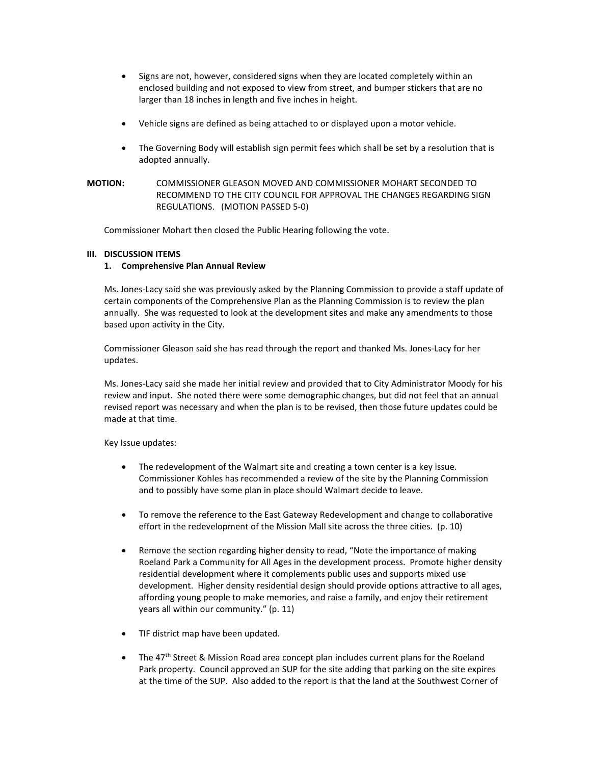- Signs are not, however, considered signs when they are located completely within an enclosed building and not exposed to view from street, and bumper stickers that are no larger than 18 inches in length and five inches in height.

- Vehicle signs are defined as being attached to or displayed upon a motor vehicle.

- The Governing Body will establish sign permit fees which shall be set by a resolution that is adopted annually.

**MOTION:** COMMISSIONER GLEASON MOVED AND COMMISSIONER MOHART SECONDED TO RECOMMEND TO THE CITY COUNCIL FOR APPROVAL THE CHANGES REGARDING SIGN REGULATIONS. (MOTION PASSED 5-0)

Commissioner Mohart then closed the Public Hearing following the vote.

## III. DISCUSSION ITEMS

### 1. Comprehensive Plan Annual Review

Ms. Jones-Lacy said she was previously asked by the Planning Commission to provide a staff update of certain components of the Comprehensive Plan as the Planning Commission is to review the plan annually. She was requested to look at the development sites and make any amendments to those based upon activity in the City.

Commissioner Gleason said she has read through the report and thanked Ms. Jones-Lacy for her updates.

Ms. Jones-Lacy said she made her initial review and provided that to City Administrator Moody for his review and input. She noted there were some demographic changes, but did not feel that an annual revised report was necessary and when the plan is to be revised, then those future updates could be made at that time.

Key Issue updates:

- The redevelopment of the Walmart site and creating a town center is a key issue. Commissioner Kohles has recommended a review of the site by the Planning Commission and to possibly have some plan in place should Walmart decide to leave.

- To remove the reference to the East Gateway Redevelopment and change to collaborative effort in the redevelopment of the Mission Mall site across the three cities. (p. 10)

- Remove the section regarding higher density to read, "Note the importance of making Roeland Park a Community for All Ages in the development process. Promote higher density residential development where it complements public uses and supports mixed use development. Higher density residential design should provide options attractive to all ages, affording young people to make memories, and raise a family, and enjoy their retirement years all within our community." (p. 11)

- TIF district map have been updated.

- The 47th Street & Mission Road area concept plan includes current plans for the Roeland Park property. Council approved an SUP for the site adding that parking on the site expires at the time of the SUP. Also added to the report is that the land at the Southwest Corner of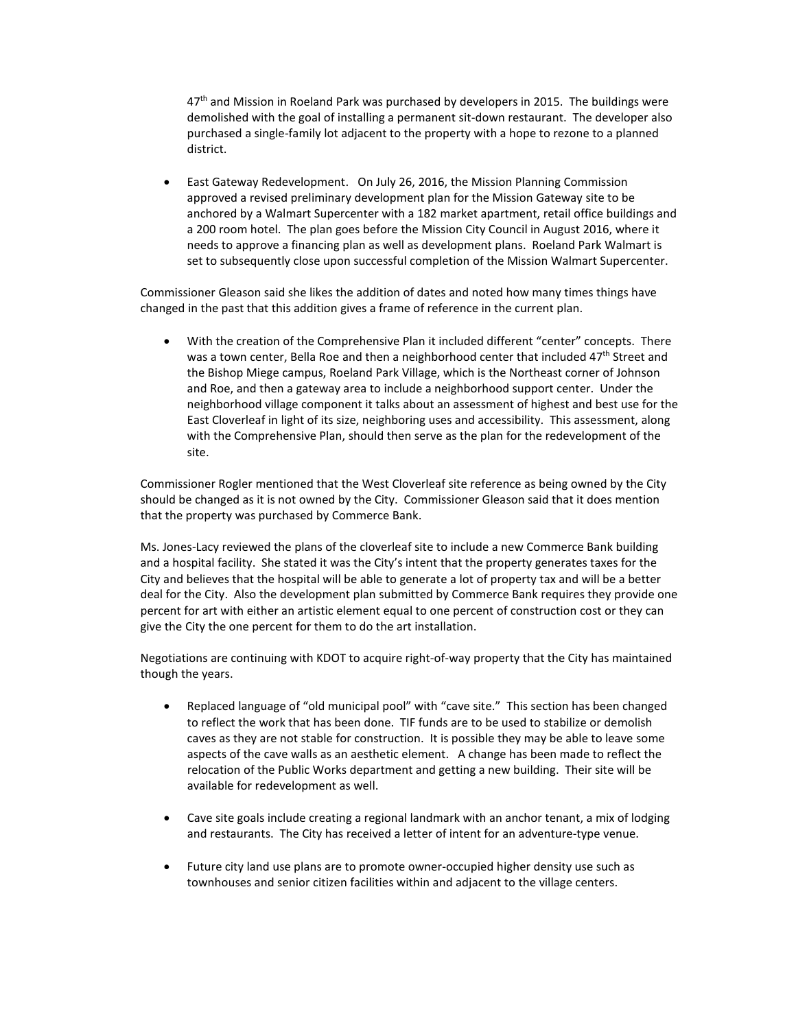47th and Mission in Roeland Park was purchased by developers in 2015. The buildings were demolished with the goal of installing a permanent sit-down restaurant. The developer also purchased a single-family lot adjacent to the property with a hope to rezone to a planned district.

- East Gateway Redevelopment. On July 26, 2016, the Mission Planning Commission approved a revised preliminary development plan for the Mission Gateway site to be anchored by a Walmart Supercenter with a 182 market apartment, retail office buildings and a 200 room hotel. The plan goes before the Mission City Council in August 2016, where it needs to approve a financing plan as well as development plans. Roeland Park Walmart is set to subsequently close upon successful completion of the Mission Walmart Supercenter.

Commissioner Gleason said she likes the addition of dates and noted how many times things have changed in the past that this addition gives a frame of reference in the current plan.

- With the creation of the Comprehensive Plan it included different "center" concepts. There was a town center, Bella Roe and then a neighborhood center that included 47th Street and the Bishop Miege campus, Roeland Park Village, which is the Northeast corner of Johnson and Roe, and then a gateway area to include a neighborhood support center. Under the neighborhood village component it talks about an assessment of highest and best use for the East Cloverleaf in light of its size, neighboring uses and accessibility. This assessment, along with the Comprehensive Plan, should then serve as the plan for the redevelopment of the site.

Commissioner Rogler mentioned that the West Cloverleaf site reference as being owned by the City should be changed as it is not owned by the City. Commissioner Gleason said that it does mention that the property was purchased by Commerce Bank.

Ms. Jones-Lacy reviewed the plans of the cloverleaf site to include a new Commerce Bank building and a hospital facility. She stated it was the City's intent that the property generates taxes for the City and believes that the hospital will be able to generate a lot of property tax and will be a better deal for the City. Also the development plan submitted by Commerce Bank requires they provide one percent for art with either an artistic element equal to one percent of construction cost or they can give the City the one percent for them to do the art installation.

Negotiations are continuing with KDOT to acquire right-of-way property that the City has maintained though the years.

- Replaced language of "old municipal pool" with "cave site." This section has been changed to reflect the work that has been done. TIF funds are to be used to stabilize or demolish caves as they are not stable for construction. It is possible they may be able to leave some aspects of the cave walls as an aesthetic element. A change has been made to reflect the relocation of the Public Works department and getting a new building. Their site will be available for redevelopment as well.

- Cave site goals include creating a regional landmark with an anchor tenant, a mix of lodging and restaurants. The City has received a letter of intent for an adventure-type venue.

- Future city land use plans are to promote owner-occupied higher density use such as townhouses and senior citizen facilities within and adjacent to the village centers.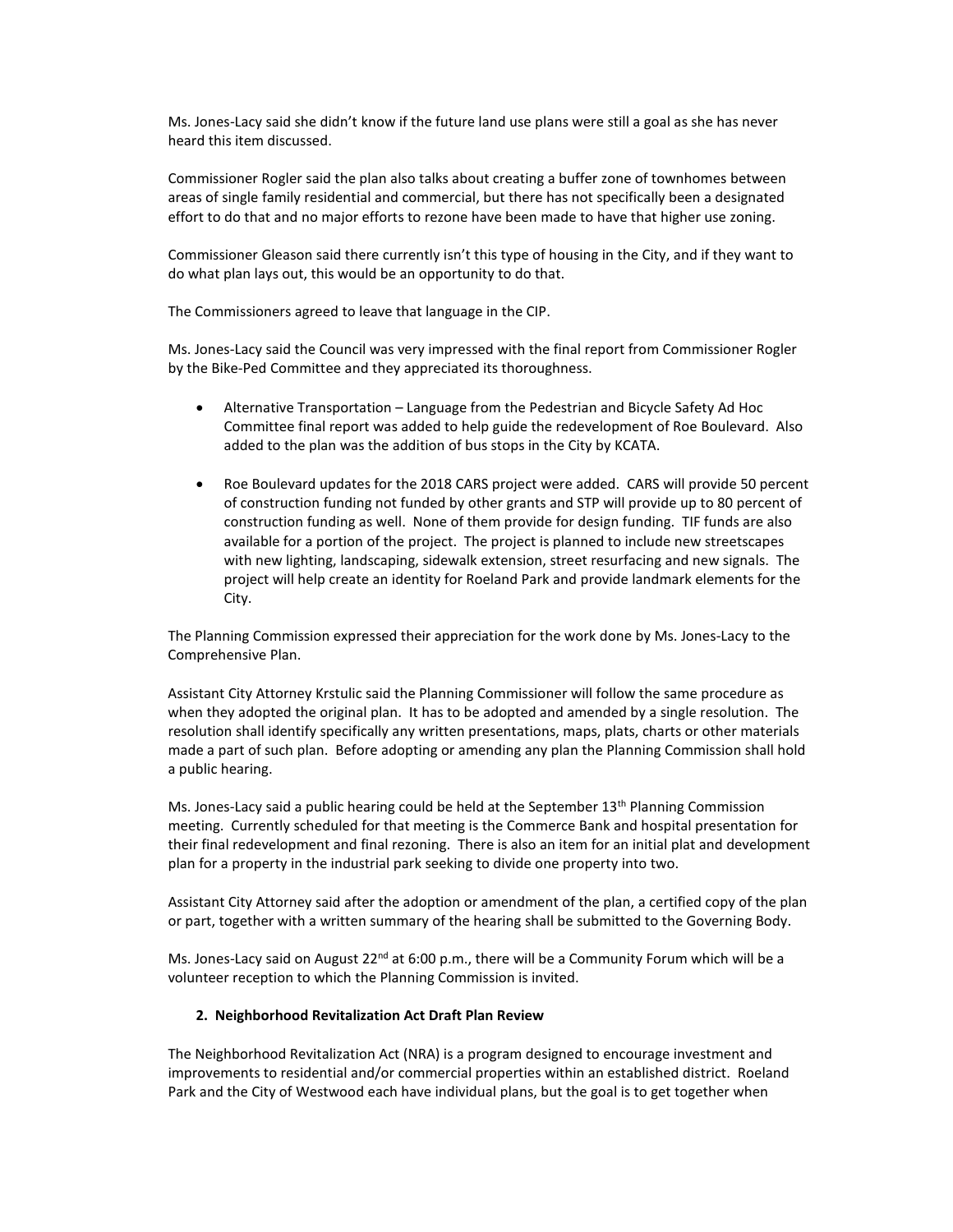Ms. Jones-Lacy said she didn't know if the future land use plans were still a goal as she has never heard this item discussed.

Commissioner Rogler said the plan also talks about creating a buffer zone of townhomes between areas of single family residential and commercial, but there has not specifically been a designated effort to do that and no major efforts to rezone have been made to have that higher use zoning.

Commissioner Gleason said there currently isn't this type of housing in the City, and if they want to do what plan lays out, this would be an opportunity to do that.

The Commissioners agreed to leave that language in the CIP.

Ms. Jones-Lacy said the Council was very impressed with the final report from Commissioner Rogler by the Bike-Ped Committee and they appreciated its thoroughness.

- Alternative Transportation – Language from the Pedestrian and Bicycle Safety Ad Hoc Committee final report was added to help guide the redevelopment of Roe Boulevard. Also added to the plan was the addition of bus stops in the City by KCATA.
- Roe Boulevard updates for the 2018 CARS project were added. CARS will provide 50 percent of construction funding not funded by other grants and STP will provide up to 80 percent of construction funding as well. None of them provide for design funding. TIF funds are also available for a portion of the project. The project is planned to include new streetscapes with new lighting, landscaping, sidewalk extension, street resurfacing and new signals. The project will help create an identity for Roeland Park and provide landmark elements for the City.

The Planning Commission expressed their appreciation for the work done by Ms. Jones-Lacy to the Comprehensive Plan.

Assistant City Attorney Krstulic said the Planning Commissioner will follow the same procedure as when they adopted the original plan. It has to be adopted and amended by a single resolution. The resolution shall identify specifically any written presentations, maps, plats, charts or other materials made a part of such plan. Before adopting or amending any plan the Planning Commission shall hold a public hearing.

Ms. Jones-Lacy said a public hearing could be held at the September 13th Planning Commission meeting. Currently scheduled for that meeting is the Commerce Bank and hospital presentation for their final redevelopment and final rezoning. There is also an item for an initial plat and development plan for a property in the industrial park seeking to divide one property into two.

Assistant City Attorney said after the adoption or amendment of the plan, a certified copy of the plan or part, together with a written summary of the hearing shall be submitted to the Governing Body.

Ms. Jones-Lacy said on August 22nd at 6:00 p.m., there will be a Community Forum which will be a volunteer reception to which the Planning Commission is invited.

**2. Neighborhood Revitalization Act Draft Plan Review**

The Neighborhood Revitalization Act (NRA) is a program designed to encourage investment and improvements to residential and/or commercial properties within an established district. Roeland Park and the City of Westwood each have individual plans, but the goal is to get together when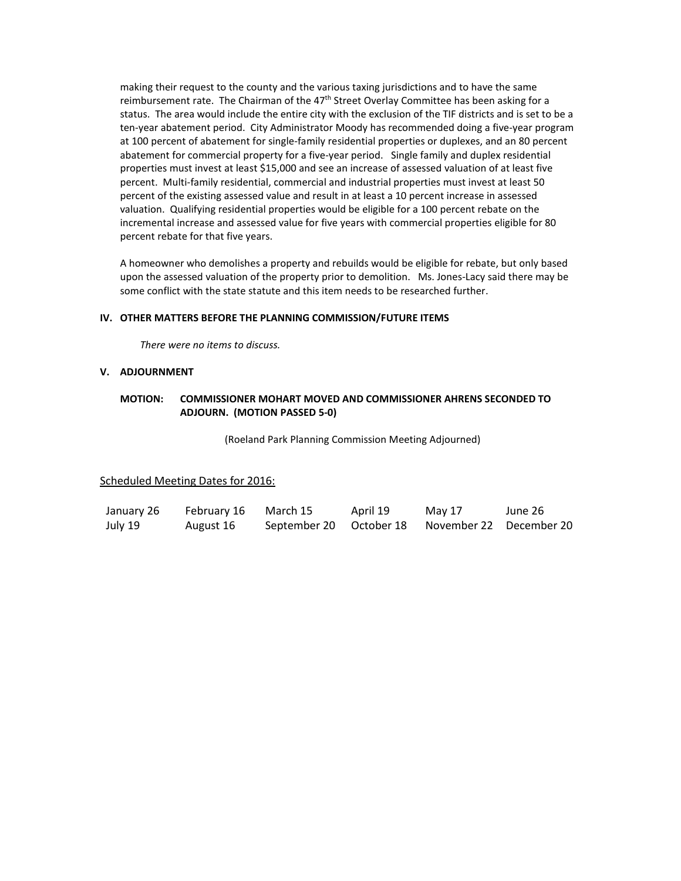making their request to the county and the various taxing jurisdictions and to have the same reimbursement rate. The Chairman of the 47th Street Overlay Committee has been asking for a status. The area would include the entire city with the exclusion of the TIF districts and is set to be a ten-year abatement period. City Administrator Moody has recommended doing a five-year program at 100 percent of abatement for single-family residential properties or duplexes, and an 80 percent abatement for commercial property for a five-year period. Single family and duplex residential properties must invest at least $15,000 and see an increase of assessed valuation of at least five percent. Multi-family residential, commercial and industrial properties must invest at least 50 percent of the existing assessed value and result in at least a 10 percent increase in assessed valuation. Qualifying residential properties would be eligible for a 100 percent rebate on the incremental increase and assessed value for five years with commercial properties eligible for 80 percent rebate for that five years.

A homeowner who demolishes a property and rebuilds would be eligible for rebate, but only based upon the assessed valuation of the property prior to demolition. Ms. Jones-Lacy said there may be some conflict with the state statute and this item needs to be researched further.

## IV. OTHER MATTERS BEFORE THE PLANNING COMMISSION/FUTURE ITEMS

*There were no items to discuss.*

## V. ADJOURNMENT

**MOTION: COMMISSIONER MOHART MOVED AND COMMISSIONER AHRENS SECONDED TO ADJOURN. (MOTION PASSED 5-0)**

(Roeland Park Planning Commission Meeting Adjourned)

Scheduled Meeting Dates for 2016:

| | | | | | |
|---|---|---|---|---|---|
| January 26 | February 16 | March 15 | April 19 | May 17 | June 26 |
| July 19 | August 16 | September 20 | October 18 | November 22 | December 20 |